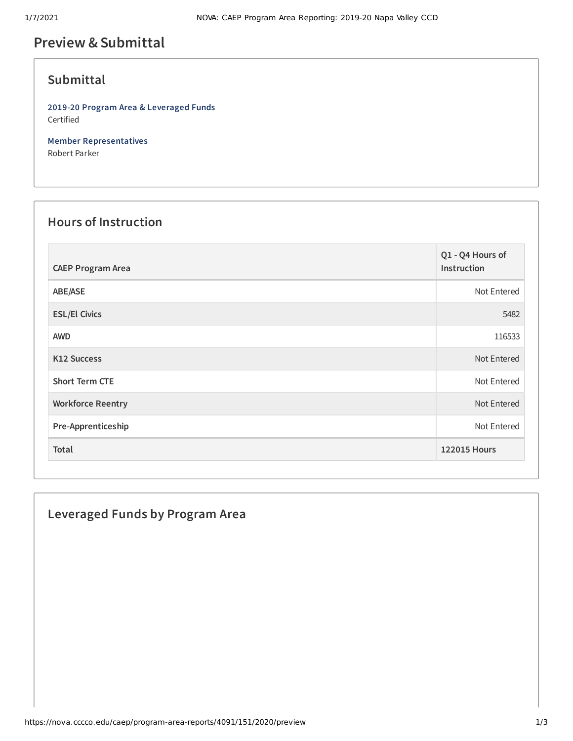# Preview & Submittal

## Submittal

**2019-20 Program Area & Leveraged Funds**
Certified

**Member Representatives**
Robert Parker

## Hours of Instruction

| CAEP Program Area | Q1 - Q4 Hours of Instruction |
|---|---|
| ABE/ASE | Not Entered |
| ESL/El Civics | 5482 |
| AWD | 116533 |
| K12 Success | Not Entered |
| Short Term CTE | Not Entered |
| Workforce Reentry | Not Entered |
| Pre-Apprenticeship | Not Entered |
| **Total** | **122015 Hours** |

## Leveraged Funds by Program Area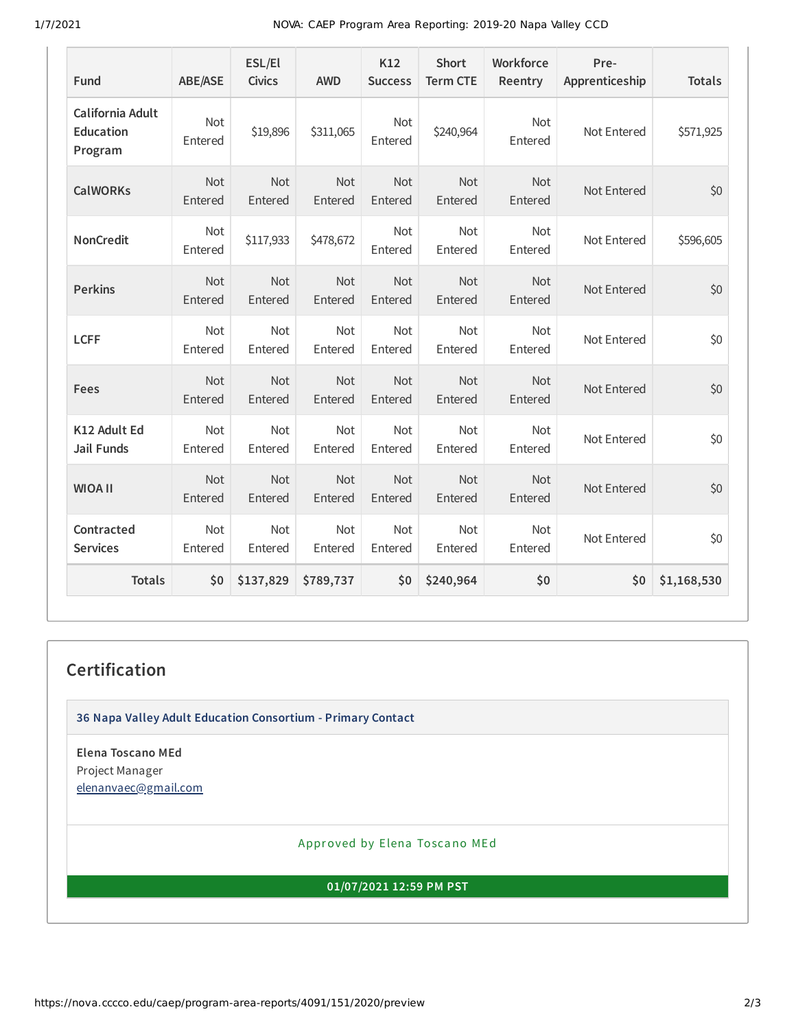| Fund | ABE/ASE | ESL/El Civics | AWD | K12 Success | Short Term CTE | Workforce Reentry | Pre-Apprenticeship | Totals |
|---|---|---|---|---|---|---|---|---|
| California Adult Education Program | Not Entered | $19,896 | $311,065 | Not Entered | $240,964 | Not Entered | Not Entered | $571,925 |
| CalWORKs | Not Entered | Not Entered | Not Entered | Not Entered | Not Entered | Not Entered | Not Entered | $0 |
| NonCredit | Not Entered | $117,933 | $478,672 | Not Entered | Not Entered | Not Entered | Not Entered | $596,605 |
| Perkins | Not Entered | Not Entered | Not Entered | Not Entered | Not Entered | Not Entered | Not Entered | $0 |
| LCFF | Not Entered | Not Entered | Not Entered | Not Entered | Not Entered | Not Entered | Not Entered | $0 |
| Fees | Not Entered | Not Entered | Not Entered | Not Entered | Not Entered | Not Entered | Not Entered | $0 |
| K12 Adult Ed Jail Funds | Not Entered | Not Entered | Not Entered | Not Entered | Not Entered | Not Entered | Not Entered | $0 |
| WIOA II | Not Entered | Not Entered | Not Entered | Not Entered | Not Entered | Not Entered | Not Entered | $0 |
| Contracted Services | Not Entered | Not Entered | Not Entered | Not Entered | Not Entered | Not Entered | Not Entered | $0 |
| **Totals** | **$0** | **$137,829** | **$789,737** | **$0** | **$240,964** | **$0** | **$0** | **$1,168,530** |

## Certification

**36 Napa Valley Adult Education Consortium - Primary Contact**

**Elena Toscano MEd**
Project Manager
elenanvaec@gmail.com

Approved by Elena Toscano MEd

**01/07/2021 12:59 PM PST**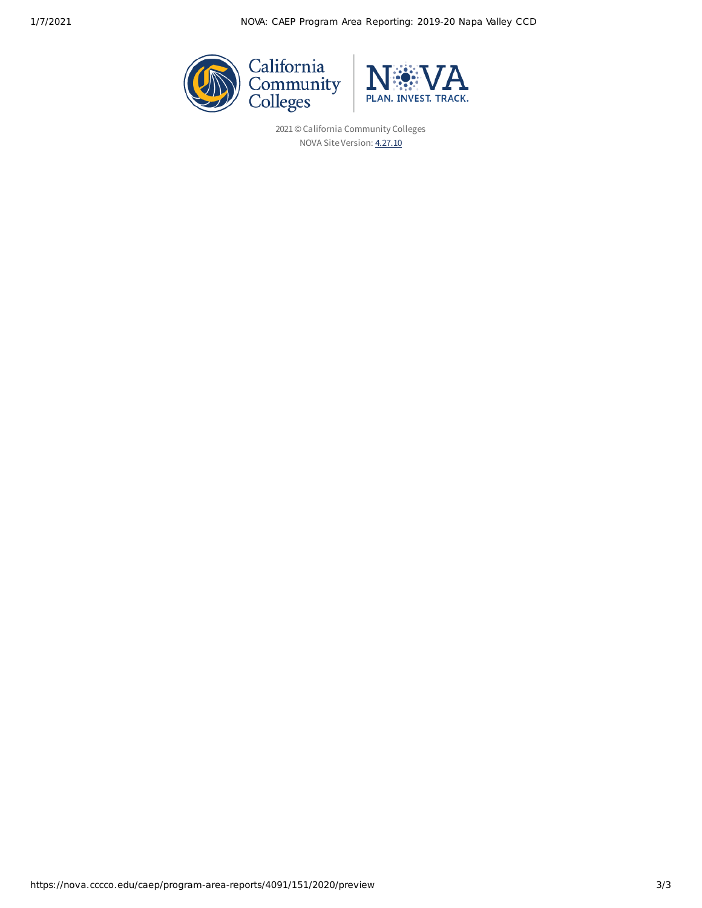2021 © California Community Colleges
NOVA Site Version: 4.27.10